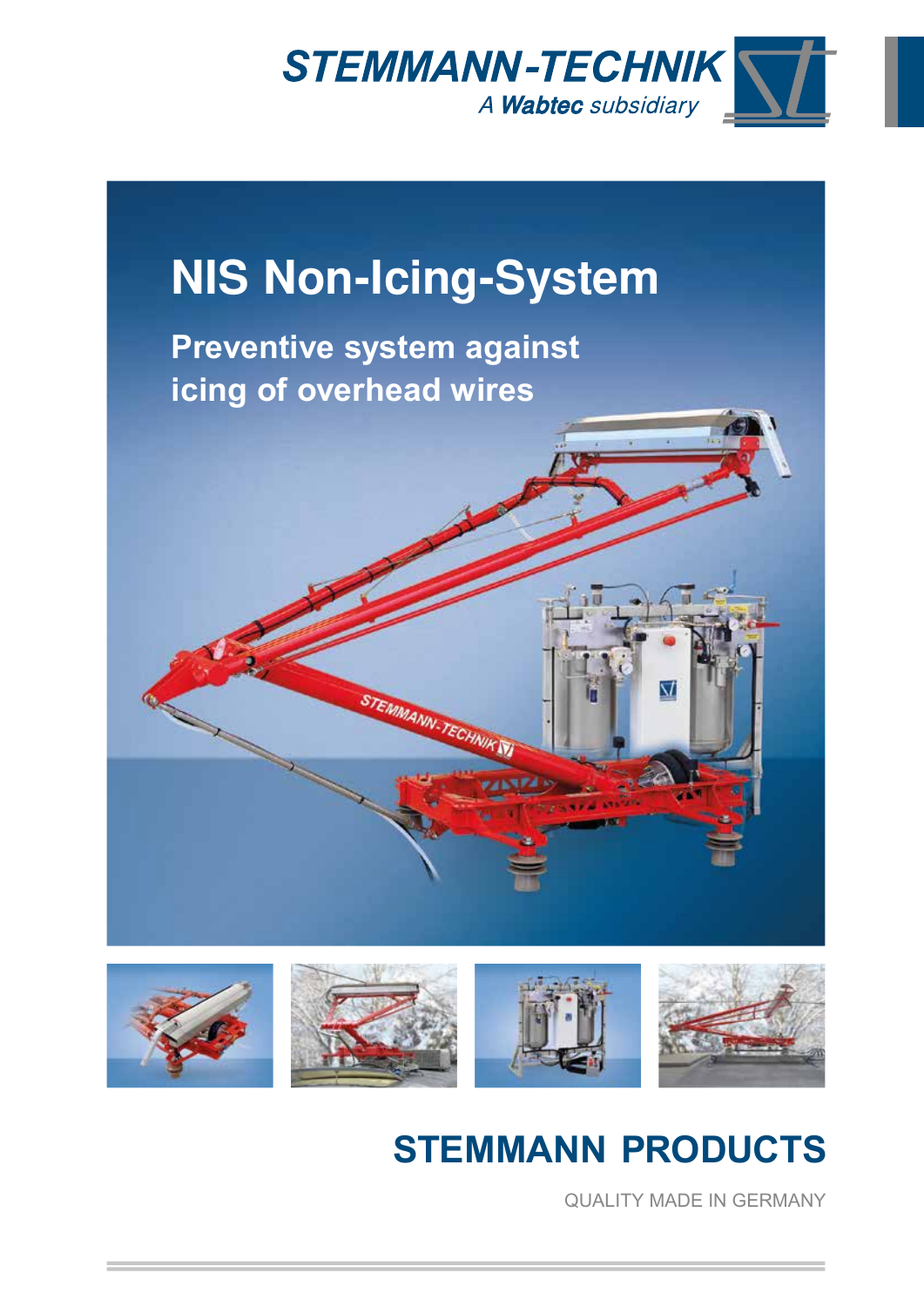STEMMANN-TECHNIK

A Wabtec subsidiary

# NIS Non-Icing-System

## Preventive system against icing of overhead wires

## STEMMANN PRODUCTS

QUALITY MADE IN GERMANY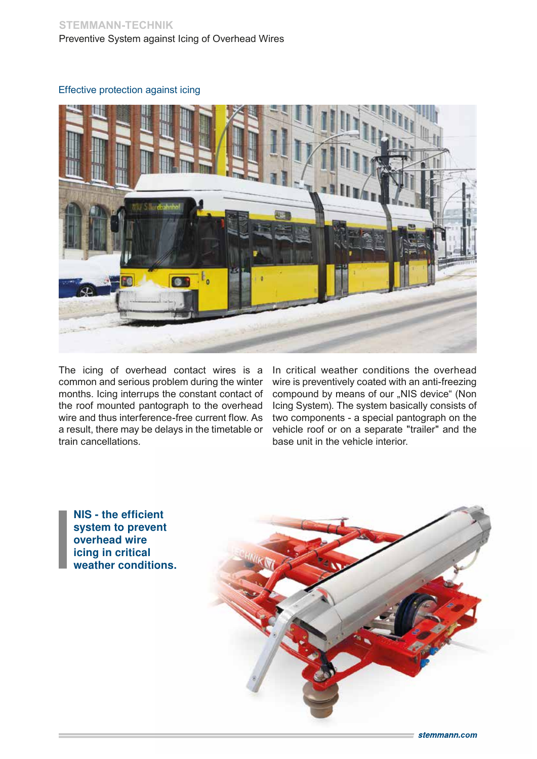## Effective protection against icing

The icing of overhead contact wires is a common and serious problem during the winter months. Icing interrups the constant contact of the roof mounted pantograph to the overhead wire and thus interference-free current flow. As a result, there may be delays in the timetable or train cancellations.

In critical weather conditions the overhead wire is preventively coated with an anti-freezing compound by means of our „NIS device" (Non Icing System). The system basically consists of two components - a special pantograph on the vehicle roof or on a separate "trailer" and the base unit in the vehicle interior.

**NIS - the efficient system to prevent overhead wire icing in critical weather conditions.**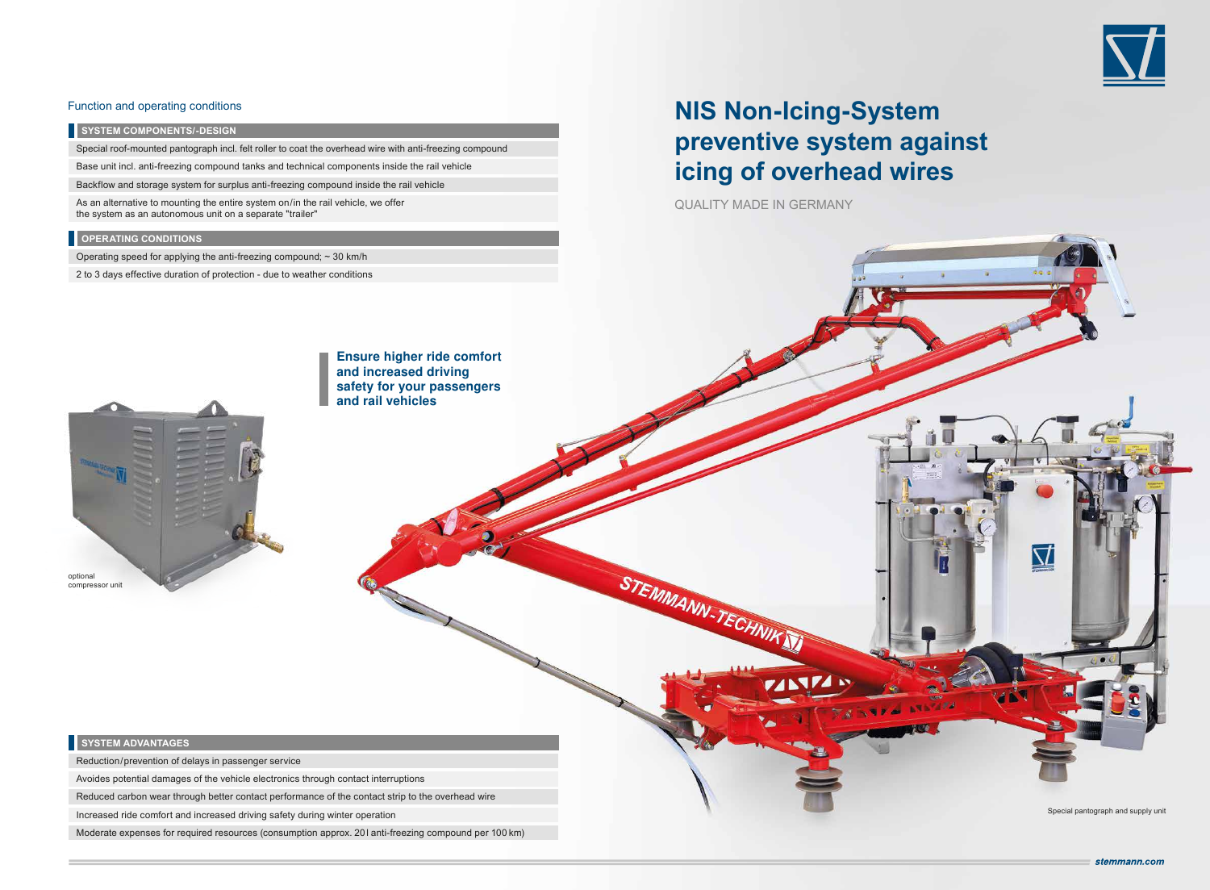# NIS Non-Icing-System preventive system against icing of overhead wires

QUALITY MADE IN GERMANY

## Function and operating conditions

### SYSTEM COMPONENTS/-DESIGN

- Special roof-mounted pantograph incl. felt roller to coat the overhead wire with anti-freezing compound
- Base unit incl. anti-freezing compound tanks and technical components inside the rail vehicle
- Backflow and storage system for surplus anti-freezing compound inside the rail vehicle
- As an alternative to mounting the entire system on/in the rail vehicle, we offer the system as an autonomous unit on a separate "trailer"

### OPERATING CONDITIONS

- Operating speed for applying the anti-freezing compound; ~ 30 km/h
- 2 to 3 days effective duration of protection - due to weather conditions

**Ensure higher ride comfort and increased driving safety for your passengers and rail vehicles**

optional compressor unit

Special pantograph and supply unit

### SYSTEM ADVANTAGES

- Reduction/prevention of delays in passenger service
- Avoids potential damages of the vehicle electronics through contact interruptions
- Reduced carbon wear through better contact performance of the contact strip to the overhead wire
- Increased ride comfort and increased driving safety during winter operation
- Moderate expenses for required resources (consumption approx. 20 l anti-freezing compound per 100 km)

stemmann.com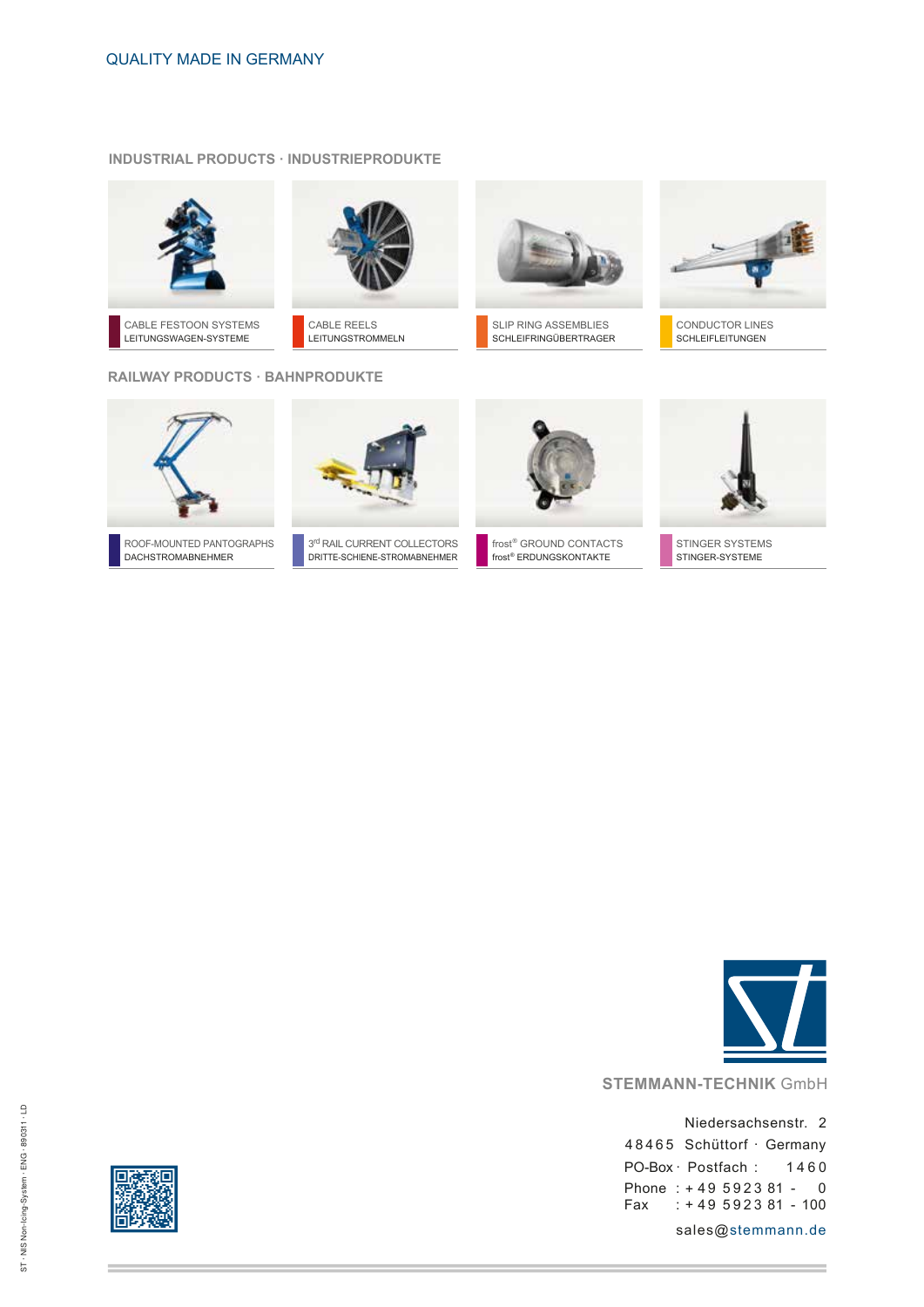QUALITY MADE IN GERMANY

## INDUSTRIAL PRODUCTS · INDUSTRIEPRODUKTE

CABLE FESTOON SYSTEMS
LEITUNGSWAGEN-SYSTEME

CABLE REELS
LEITUNGSTROMMELN

SLIP RING ASSEMBLIES
SCHLEIFRINGÜBERTRAGER

CONDUCTOR LINES
SCHLEIFLEITUNGEN

## RAILWAY PRODUCTS · BAHNPRODUKTE

ROOF-MOUNTED PANTOGRAPHS
DACHSTROMABNEHMER

3rd RAIL CURRENT COLLECTORS
DRITTE-SCHIENE-STROMABNEHMER

frost® GROUND CONTACTS
frost® ERDUNGSKONTAKTE

STINGER SYSTEMS
STINGER-SYSTEME

**STEMMANN-TECHNIK** GmbH

Niedersachsenstr. 2
48465 Schüttorf · Germany
PO-Box · Postfach : 1460
Phone : + 49 5923 81 - 0
Fax : + 49 5923 81 - 100
sales@stemmann.de

ST · NIS Non-Icing-System · ENG · 890311 · LD